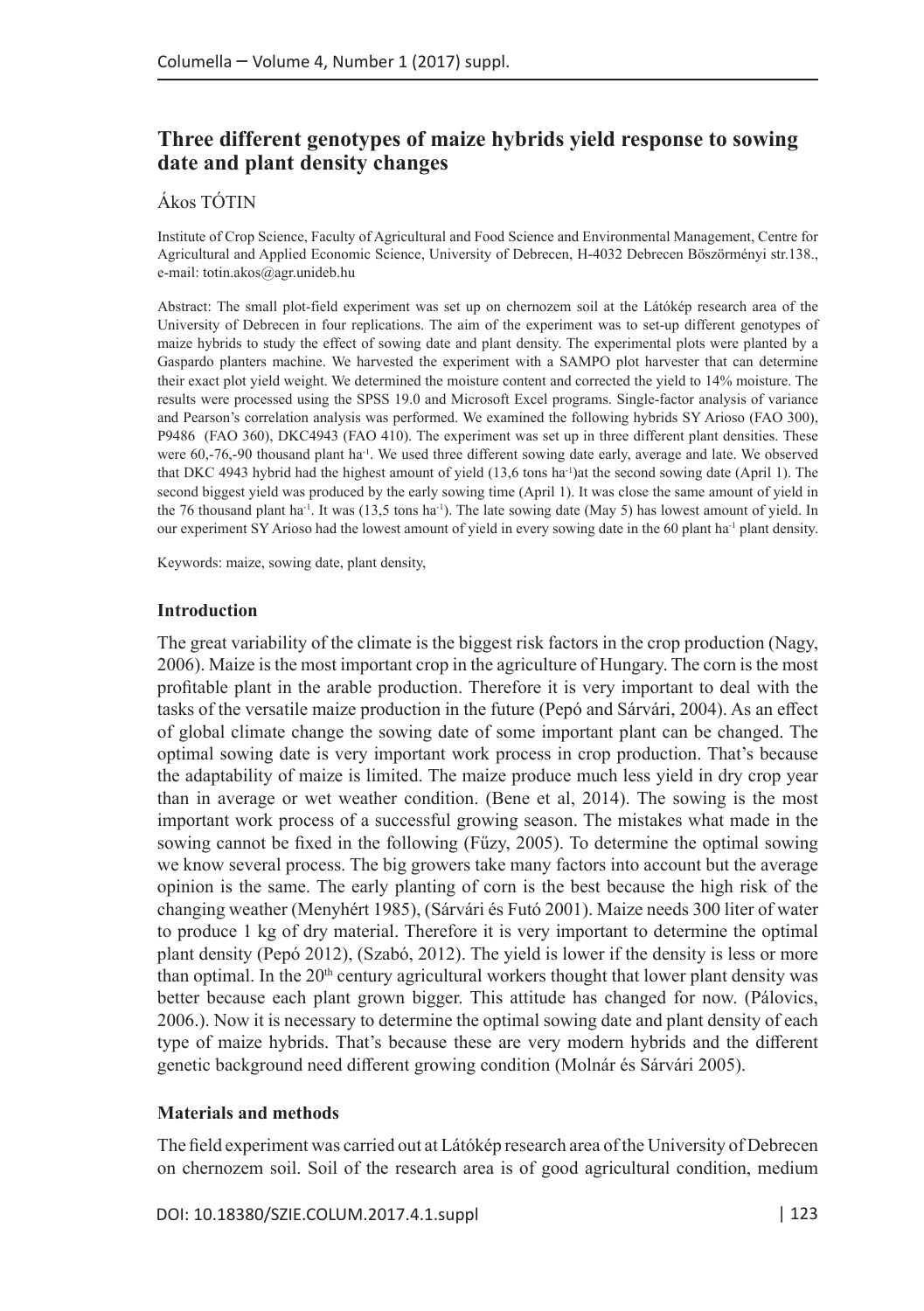# Three different genotypes of maize hybrids yield response to sowing date and plant density changes

Ákos TÓTIN

Institute of Crop Science, Faculty of Agricultural and Food Science and Environmental Management, Centre for Agricultural and Applied Economic Science, University of Debrecen, H-4032 Debrecen Böszörményi str.138., e-mail: totin.akos@agr.unideb.hu

Abstract: The small plot-field experiment was set up on chernozem soil at the Látókép research area of the University of Debrecen in four replications. The aim of the experiment was to set-up different genotypes of maize hybrids to study the effect of sowing date and plant density. The experimental plots were planted by a Gaspardo planters machine. We harvested the experiment with a SAMPO plot harvester that can determine their exact plot yield weight. We determined the moisture content and corrected the yield to 14% moisture. The results were processed using the SPSS 19.0 and Microsoft Excel programs. Single-factor analysis of variance and Pearson's correlation analysis was performed. We examined the following hybrids SY Arioso (FAO 300), P9486 (FAO 360), DKC4943 (FAO 410). The experiment was set up in three different plant densities. These were 60,-76,-90 thousand plant ha$^{-1}$. We used three different sowing date early, average and late. We observed that DKC 4943 hybrid had the highest amount of yield (13,6 tons ha$^{-1}$)at the second sowing date (April 1). The second biggest yield was produced by the early sowing time (April 1). It was close the same amount of yield in the 76 thousand plant ha$^{-1}$. It was (13,5 tons ha$^{-1}$). The late sowing date (May 5) has lowest amount of yield. In our experiment SY Arioso had the lowest amount of yield in every sowing date in the 60 plant ha$^{-1}$ plant density.

Keywords: maize, sowing date, plant density,

## Introduction

The great variability of the climate is the biggest risk factors in the crop production (Nagy, 2006). Maize is the most important crop in the agriculture of Hungary. The corn is the most profitable plant in the arable production. Therefore it is very important to deal with the tasks of the versatile maize production in the future (Pepó and Sárvári, 2004). As an effect of global climate change the sowing date of some important plant can be changed. The optimal sowing date is very important work process in crop production. That's because the adaptability of maize is limited. The maize produce much less yield in dry crop year than in average or wet weather condition. (Bene et al, 2014). The sowing is the most important work process of a successful growing season. The mistakes what made in the sowing cannot be fixed in the following (Fűzy, 2005). To determine the optimal sowing we know several process. The big growers take many factors into account but the average opinion is the same. The early planting of corn is the best because the high risk of the changing weather (Menyhért 1985), (Sárvári és Futó 2001). Maize needs 300 liter of water to produce 1 kg of dry material. Therefore it is very important to determine the optimal plant density (Pepó 2012), (Szabó, 2012). The yield is lower if the density is less or more than optimal. In the 20$^{th}$ century agricultural workers thought that lower plant density was better because each plant grown bigger. This attitude has changed for now. (Pálovics, 2006.). Now it is necessary to determine the optimal sowing date and plant density of each type of maize hybrids. That's because these are very modern hybrids and the different genetic background need different growing condition (Molnár és Sárvári 2005).

## Materials and methods

The field experiment was carried out at Látókép research area of the University of Debrecen on chernozem soil. Soil of the research area is of good agricultural condition, medium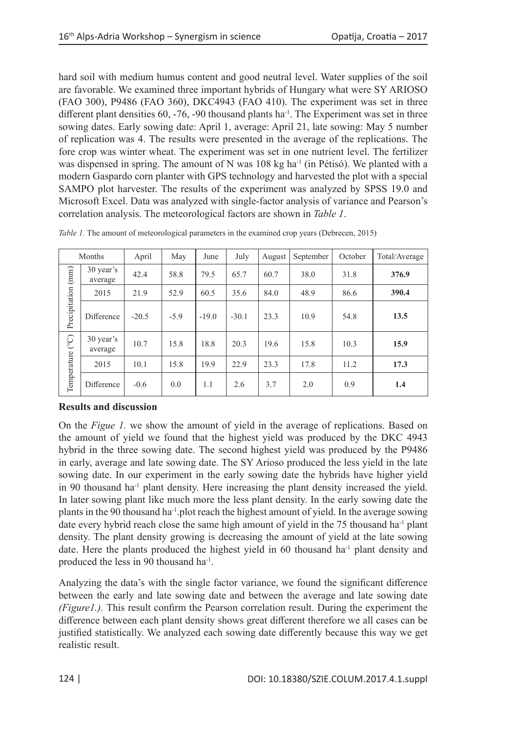hard soil with medium humus content and good neutral level. Water supplies of the soil are favorable. We examined three important hybrids of Hungary what were SY ARIOSO (FAO 300), P9486 (FAO 360), DKC4943 (FAO 410). The experiment was set in three different plant densities 60, -76, -90 thousand plants ha$^{-1}$. The Experiment was set in three sowing dates. Early sowing date: April 1, average: April 21, late sowing: May 5 number of replication was 4. The results were presented in the average of the replications. The fore crop was winter wheat. The experiment was set in one nutrient level. The fertilizer was dispensed in spring. The amount of N was 108 kg ha$^{-1}$ (in Pétisó). We planted with a modern Gaspardo corn planter with GPS technology and harvested the plot with a special SAMPO plot harvester. The results of the experiment was analyzed by SPSS 19.0 and Microsoft Excel. Data was analyzed with single-factor analysis of variance and Pearson's correlation analysis. The meteorological factors are shown in *Table 1*.

*Table 1.* The amount of meteorological parameters in the examined crop years (Debrecen, 2015)

| Months | | April | May | June | July | August | September | October | Total/Average |
|---|---|---|---|---|---|---|---|---|---|
| Precipitation (mm) | 30 year's average | 42.4 | 58.8 | 79.5 | 65.7 | 60.7 | 38.0 | 31.8 | **376.9** |
| | 2015 | 21.9 | 52.9 | 60.5 | 35.6 | 84.0 | 48.9 | 86.6 | **390.4** |
| | Difference | -20.5 | -5.9 | -19.0 | -30.1 | 23.3 | 10.9 | 54.8 | **13.5** |
| Temperature (°C) | 30 year's average | 10.7 | 15.8 | 18.8 | 20.3 | 19.6 | 15.8 | 10.3 | **15.9** |
| | 2015 | 10.1 | 15.8 | 19.9 | 22.9 | 23.3 | 17.8 | 11.2 | **17.3** |
| | Difference | -0.6 | 0.0 | 1.1 | 2.6 | 3.7 | 2.0 | 0.9 | **1.4** |

**Results and discussion**

On the *Figue 1.* we show the amount of yield in the average of replications. Based on the amount of yield we found that the highest yield was produced by the DKC 4943 hybrid in the three sowing date. The second highest yield was produced by the P9486 in early, average and late sowing date. The SY Arioso produced the less yield in the late sowing date. In our experiment in the early sowing date the hybrids have higher yield in 90 thousand ha$^{-1}$ plant density. Here increasing the plant density increased the yield. In later sowing plant like much more the less plant density. In the early sowing date the plants in the 90 thousand ha$^{-1}$.plot reach the highest amount of yield. In the average sowing date every hybrid reach close the same high amount of yield in the 75 thousand ha$^{-1}$ plant density. The plant density growing is decreasing the amount of yield at the late sowing date. Here the plants produced the highest yield in 60 thousand ha$^{-1}$ plant density and produced the less in 90 thousand ha$^{-1}$.

Analyzing the data's with the single factor variance, we found the significant difference between the early and late sowing date and between the average and late sowing date *(Figure1.).* This result confirm the Pearson correlation result. During the experiment the difference between each plant density shows great different therefore we all cases can be justified statistically. We analyzed each sowing date differently because this way we get realistic result.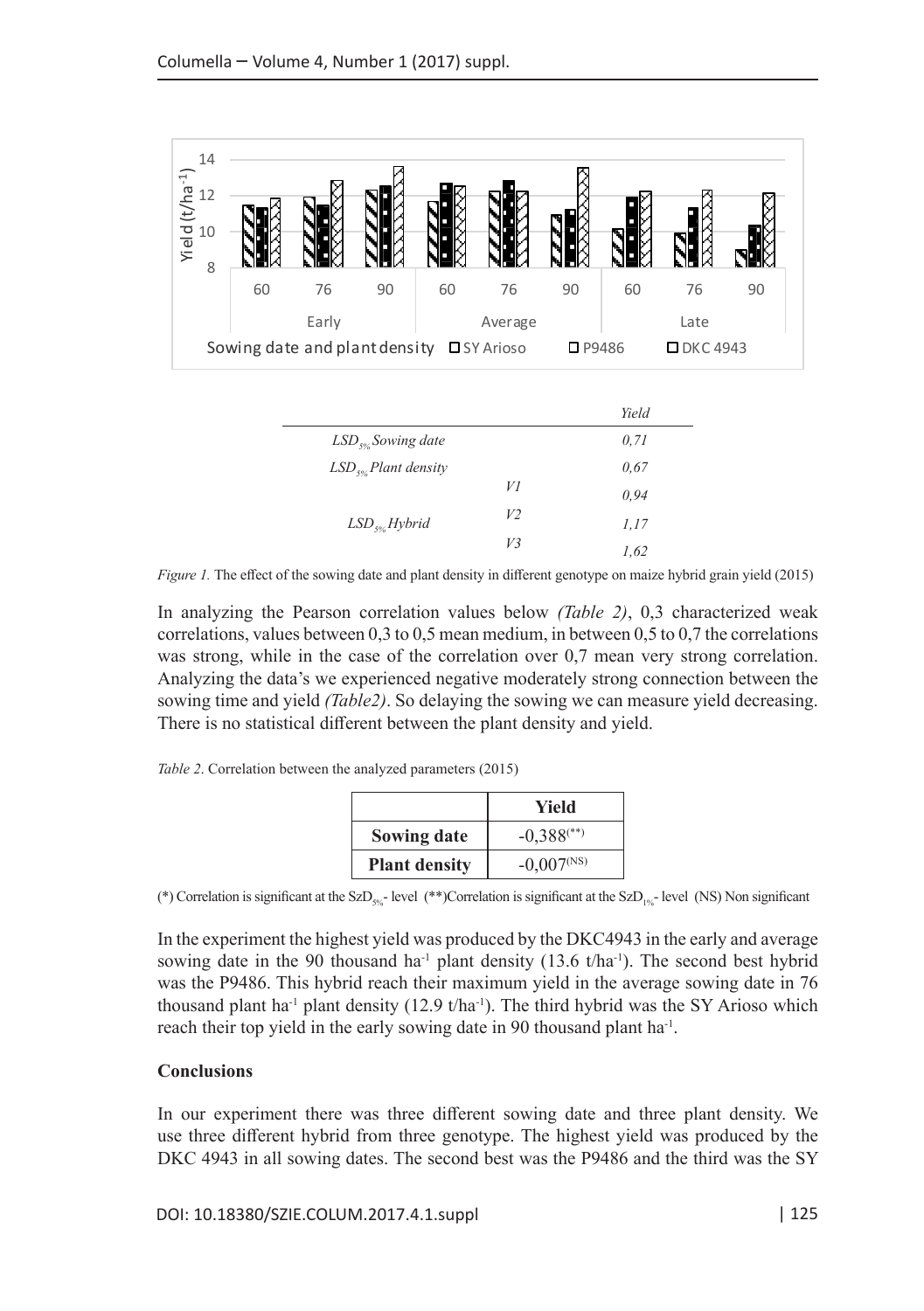|  |  | Yield |
|---|---|---|
| $LSD_{5\%}$ Sowing date |  | 0,71 |
| $LSD_{5\%}$ Plant density |  | 0,67 |
|  | V1 | 0,94 |
| $LSD_{5\%}$ Hybrid | V2 | 1,17 |
|  | V3 | 1,62 |

*Figure 1.* The effect of the sowing date and plant density in different genotype on maize hybrid grain yield (2015)

In analyzing the Pearson correlation values below *(Table 2)*, 0,3 characterized weak correlations, values between 0,3 to 0,5 mean medium, in between 0,5 to 0,7 the correlations was strong, while in the case of the correlation over 0,7 mean very strong correlation. Analyzing the data's we experienced negative moderately strong connection between the sowing time and yield *(Table2)*. So delaying the sowing we can measure yield decreasing. There is no statistical different between the plant density and yield.

*Table 2.* Correlation between the analyzed parameters (2015)

|  | **Yield** |
|---|---|
| **Sowing date** | $-0,388^{(**)}$ |
| **Plant density** | $-0,007^{(NS)}$ |

(*) Correlation is significant at the $SzD_{5\%}$- level (**)Correlation is significant at the $SzD_{1\%}$- level (NS) Non significant

In the experiment the highest yield was produced by the DKC4943 in the early and average sowing date in the 90 thousand $ha^{-1}$ plant density (13.6 $t/ha^{-1}$). The second best hybrid was the P9486. This hybrid reach their maximum yield in the average sowing date in 76 thousand plant $ha^{-1}$ plant density (12.9 $t/ha^{-1}$). The third hybrid was the SY Arioso which reach their top yield in the early sowing date in 90 thousand plant $ha^{-1}$.

## Conclusions

In our experiment there was three different sowing date and three plant density. We use three different hybrid from three genotype. The highest yield was produced by the DKC 4943 in all sowing dates. The second best was the P9486 and the third was the SY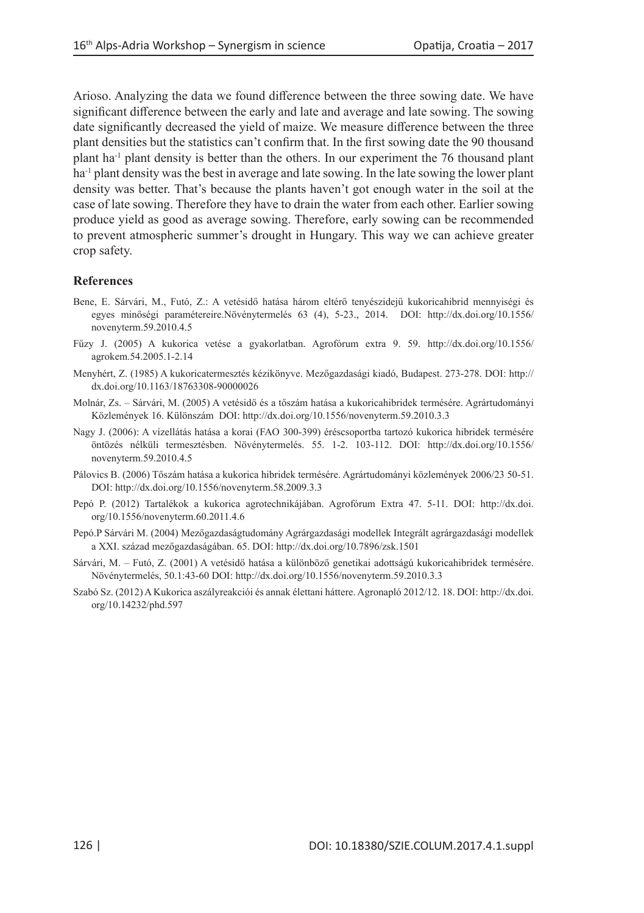Arioso. Analyzing the data we found difference between the three sowing date. We have significant difference between the early and late and average and late sowing. The sowing date significantly decreased the yield of maize. We measure difference between the three plant densities but the statistics can't confirm that. In the first sowing date the 90 thousand plant ha$^{-1}$ plant density is better than the others. In our experiment the 76 thousand plant ha$^{-1}$ plant density was the best in average and late sowing. In the late sowing the lower plant density was better. That's because the plants haven't got enough water in the soil at the case of late sowing. Therefore they have to drain the water from each other. Earlier sowing produce yield as good as average sowing. Therefore, early sowing can be recommended to prevent atmospheric summer's drought in Hungary. This way we can achieve greater crop safety.

## References

Bene, E. Sárvári, M., Futó, Z.: A vetésidő hatása három eltérő tenyészidejű kukoricahibrid mennyiségi és egyes minőségi paramétereire.Növénytermelés 63 (4), 5-23., 2014. DOI: http://dx.doi.org/10.1556/novenyterm.59.2010.4.5

Fűzy J. (2005) A kukorica vetése a gyakorlatban. Agrofórum extra 9. 59. http://dx.doi.org/10.1556/agrokem.54.2005.1-2.14

Menyhért, Z. (1985) A kukoricatermesztés kézikönyve. Mezőgazdasági kiadó, Budapest. 273-278. DOI: http://dx.doi.org/10.1163/18763308-90000026

Molnár, Zs. – Sárvári, M. (2005) A vetésidő és a tőszám hatása a kukoricahibridek termésére. Agrártudományi Közlemények 16. Különszám DOI: http://dx.doi.org/10.1556/novenyterm.59.2010.3.3

Nagy J. (2006): A vízellátás hatása a korai (FAO 300-399) éréscsoportba tartozó kukorica hibridek termésére öntözés nélküli termesztésben. Növénytermelés. 55. 1-2. 103-112. DOI: http://dx.doi.org/10.1556/novenyterm.59.2010.4.5

Pálovics B. (2006) Tőszám hatása a kukorica hibridek termésére. Agrártudományi közlemények 2006/23 50-51. DOI: http://dx.doi.org/10.1556/novenyterm.58.2009.3.3

Pepó P. (2012) Tartalékok a kukorica agrotechnikájában. Agrofórum Extra 47. 5-11. DOI: http://dx.doi.org/10.1556/novenyterm.60.2011.4.6

Pepó.P Sárvári M. (2004) Mezőgazdaságtudomány Agrárgazdasági modellek Integrált agrárgazdasági modellek a XXI. század mezőgazdaságában. 65. DOI: http://dx.doi.org/10.7896/zsk.1501

Sárvári, M. – Futó, Z. (2001) A vetésidő hatása a különböző genetikai adottságú kukoricahibridek termésére. Növénytermelés, 50.1:43-60 DOI: http://dx.doi.org/10.1556/novenyterm.59.2010.3.3

Szabó Sz. (2012) A Kukorica aszályreakciói és annak élettani háttere. Agronapló 2012/12. 18. DOI: http://dx.doi.org/10.14232/phd.597